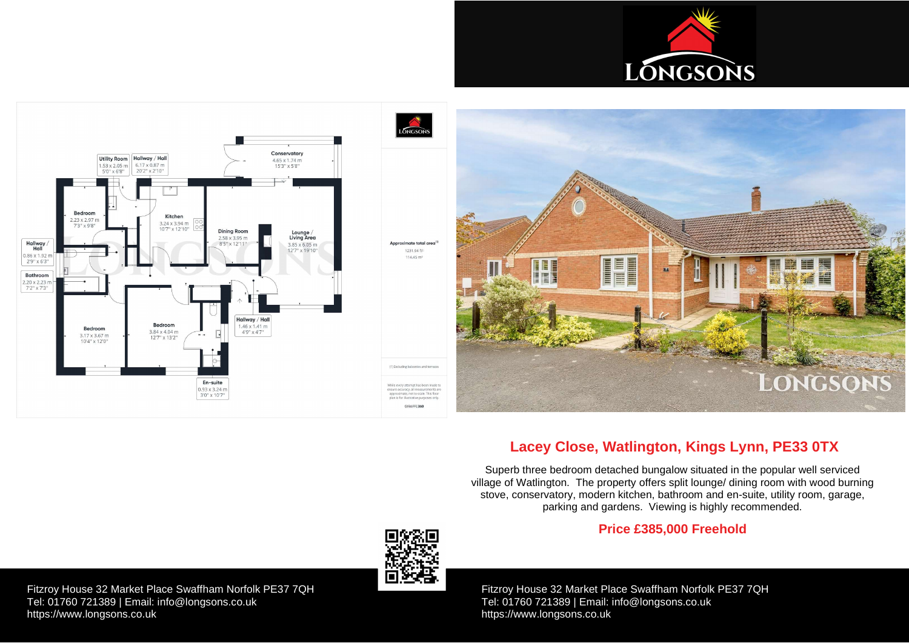# Lacey Close, Watlington, Kings Lynn, PE33 0TX

Superb three bedroom detached bungalow situated in the popular well serviced village of Watlington. The property offers split lounge/ dining room with wood burning stove, conservatory, modern kitchen, bathroom and en-suite, utility room, garage, parking and gardens. Viewing is highly recommended.

**Price £385,000 Freehold**

Conservatory 4.65 x 1.74 m 15'3" x 5'8"

Utility Room 1.53 x 2.05 m 5'0" x 6'8"

Hallway / Hall 6.17 x 0.87 m 20'2" x 2'10"

Bedroom 2.23 x 2.97 m 7'3" x 9'8"

Kitchen 3.24 x 3.94 m 10'7" x 12'10"

Dining Room 2.58 x 3.95 m 8'5" x 12'11"

Lounge / Living Area 3.85 x 6.05 m 12'7" x 19'10"

Hallway / Hall 0.86 x 1.92 m 2'9" x 6'3"

Bathroom 2.20 x 2.23 m 7'2" x 7'3"

Bedroom 3.17 x 3.67 m 10'4" x 12'0"

Bedroom 3.84 x 4.04 m 12'7" x 13'2"

Hallway / Hall 1.46 x 1.41 m 4'9" x 4'7"

En-suite 0.93 x 3.24 m 3'0" x 10'7"

Approximate total area[1]

1231.94 ft²

114.45 m²

(1) Excluding balconies and terraces

While every attempt has been made to ensure accuracy, all measurements are approximate, not to scale. This floor plan is for illustrative purposes only.

GIRAFFE360

Fitzroy House 32 Market Place Swaffham Norfolk PE37 7QH
Tel: 01760 721389 | Email: info@longsons.co.uk
https://www.longsons.co.uk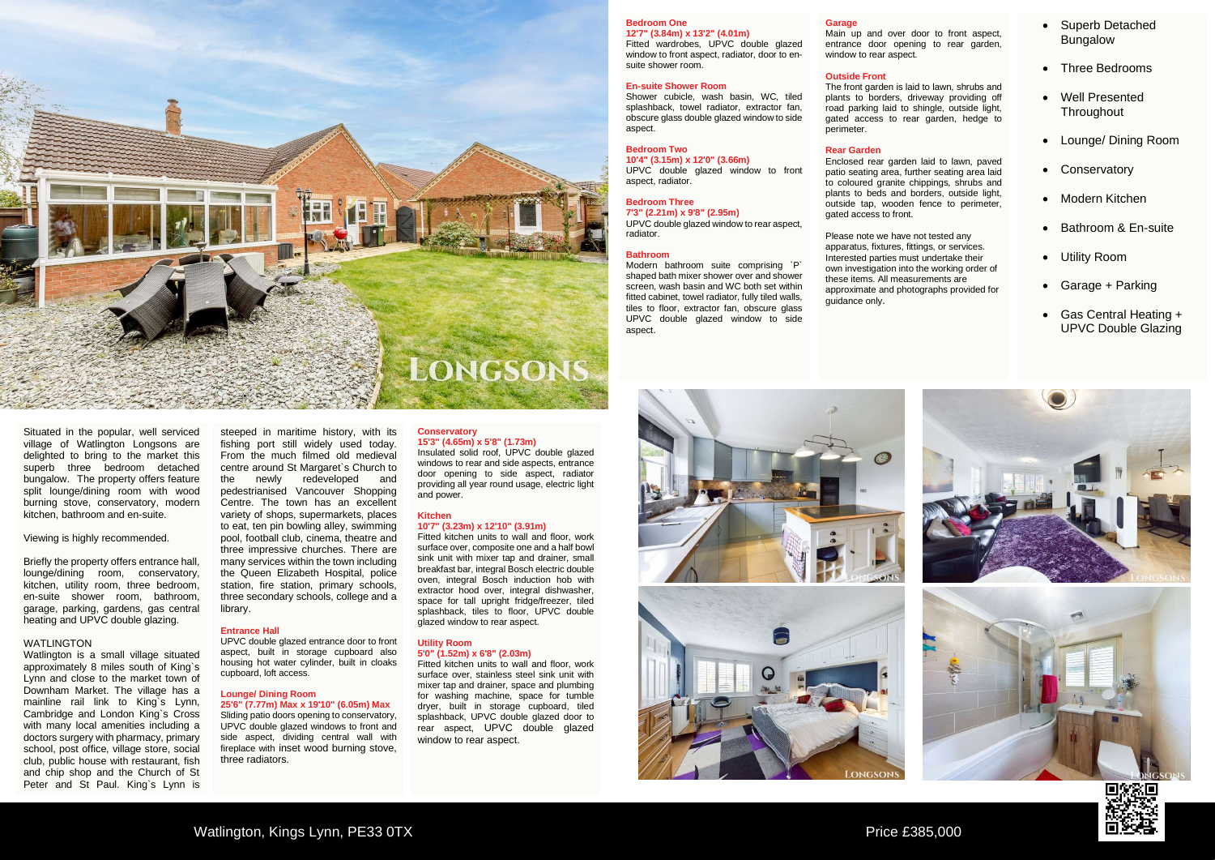Situated in the popular, well serviced village of Watlington Longsons are delighted to bring to the market this superb three bedroom detached bungalow. The property offers feature split lounge/dining room with wood burning stove, conservatory, modern kitchen, bathroom and en-suite.

Viewing is highly recommended.

Briefly the property offers entrance hall, lounge/dining room, conservatory, kitchen, utility room, three bedroom, en-suite shower room, bathroom, garage, parking, gardens, gas central heating and UPVC double glazing.

WATLINGTON

Watlington is a small village situated approximately 8 miles south of King`s Lynn and close to the market town of Downham Market. The village has a mainline rail link to King`s Lynn, Cambridge and London King`s Cross with many local amenities including a doctors surgery with pharmacy, primary school, post office, village store, social club, public house with restaurant, fish and chip shop and the Church of St Peter and St Paul. King`s Lynn is steeped in maritime history, with its fishing port still widely used today. From the much filmed old medieval centre around St Margaret`s Church to the newly redeveloped and pedestrianised Vancouver Shopping Centre. The town has an excellent variety of shops, supermarkets, places to eat, ten pin bowling alley, swimming pool, football club, cinema, theatre and three impressive churches. There are many services within the town including the Queen Elizabeth Hospital, police station, fire station, primary schools, three secondary schools, college and a library.

**Entrance Hall**

UPVC double glazed entrance door to front aspect, built in storage cupboard also housing hot water cylinder, built in cloaks cupboard, loft access.

**Lounge/ Dining Room**
**25'6" (7.77m) Max x 19'10" (6.05m) Max**

Sliding patio doors opening to conservatory, UPVC double glazed windows to front and side aspect, dividing central wall with fireplace with inset wood burning stove, three radiators.

**Conservatory**
**15'3" (4.65m) x 5'8" (1.73m)**

Insulated solid roof, UPVC double glazed windows to rear and side aspects, entrance door opening to side aspect, radiator providing all year round usage, electric light and power.

**Kitchen**
**10'7" (3.23m) x 12'10" (3.91m)**

Fitted kitchen units to wall and floor, work surface over, composite one and a half bowl sink unit with mixer tap and drainer, small breakfast bar, integral Bosch electric double oven, integral Bosch induction hob with extractor hood over, integral dishwasher, space for tall upright fridge/freezer, tiled splashback, tiles to floor, UPVC double glazed window to rear aspect.

**Utility Room**
**5'0" (1.52m) x 6'8" (2.03m)**

Fitted kitchen units to wall and floor, work surface over, stainless steel sink unit with mixer tap and drainer, space and plumbing for washing machine, space for tumble dryer, built in storage cupboard, tiled splashback, UPVC double glazed door to rear aspect, UPVC double glazed window to rear aspect.

**Bedroom One**
**12'7" (3.84m) x 13'2" (4.01m)**

Fitted wardrobes, UPVC double glazed window to front aspect, radiator, door to en-suite shower room.

**En-suite Shower Room**

Shower cubicle, wash basin, WC, tiled splashback, towel radiator, extractor fan, obscure glass double glazed window to side aspect.

**Bedroom Two**
**10'4" (3.15m) x 12'0" (3.66m)**

UPVC double glazed window to front aspect, radiator.

**Bedroom Three**
**7'3" (2.21m) x 9'8" (2.95m)**

UPVC double glazed window to rear aspect, radiator.

**Bathroom**

Modern bathroom suite comprising `P` shaped bath mixer shower over and shower screen, wash basin and WC both set within fitted cabinet, towel radiator, fully tiled walls, tiles to floor, extractor fan, obscure glass UPVC double glazed window to side aspect.

**Garage**

Main up and over door to front aspect, entrance door opening to rear garden, window to rear aspect.

**Outside Front**

The front garden is laid to lawn, shrubs and plants to borders, driveway providing off road parking laid to shingle, outside light, gated access to rear garden, hedge to perimeter.

**Rear Garden**

Enclosed rear garden laid to lawn, paved patio seating area, further seating area laid to coloured granite chippings, shrubs and plants to beds and borders, outside light, outside tap, wooden fence to perimeter, gated access to front.

Please note we have not tested any apparatus, fixtures, fittings, or services. Interested parties must undertake their own investigation into the working order of these items. All measurements are approximate and photographs provided for guidance only.

- Superb Detached Bungalow
- Three Bedrooms
- Well Presented Throughout
- Lounge/ Dining Room
- Conservatory
- Modern Kitchen
- Bathroom & En-suite
- Utility Room
- Garage + Parking
- Gas Central Heating + UPVC Double Glazing

Watlington, Kings Lynn, PE33 0TX

Price £385,000